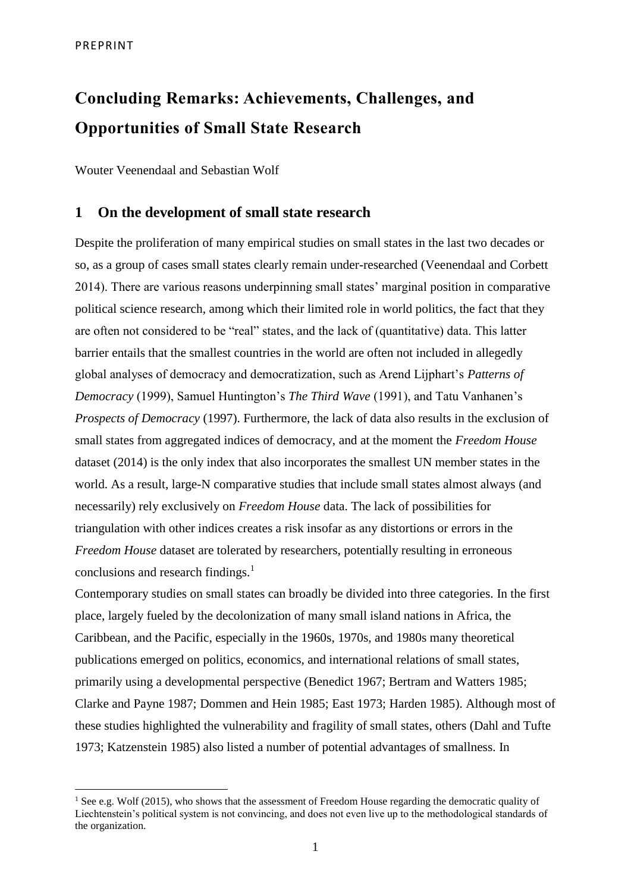PREPRINT

# Concluding Remarks: Achievements, Challenges, and Opportunities of Small State Research

Wouter Veenendaal and Sebastian Wolf

## 1 On the development of small state research

Despite the proliferation of many empirical studies on small states in the last two decades or so, as a group of cases small states clearly remain under-researched (Veenendaal and Corbett 2014). There are various reasons underpinning small states' marginal position in comparative political science research, among which their limited role in world politics, the fact that they are often not considered to be "real" states, and the lack of (quantitative) data. This latter barrier entails that the smallest countries in the world are often not included in allegedly global analyses of democracy and democratization, such as Arend Lijphart's *Patterns of Democracy* (1999), Samuel Huntington's *The Third Wave* (1991), and Tatu Vanhanen's *Prospects of Democracy* (1997). Furthermore, the lack of data also results in the exclusion of small states from aggregated indices of democracy, and at the moment the *Freedom House* dataset (2014) is the only index that also incorporates the smallest UN member states in the world. As a result, large-N comparative studies that include small states almost always (and necessarily) rely exclusively on *Freedom House* data. The lack of possibilities for triangulation with other indices creates a risk insofar as any distortions or errors in the *Freedom House* dataset are tolerated by researchers, potentially resulting in erroneous conclusions and research findings.[1]

Contemporary studies on small states can broadly be divided into three categories. In the first place, largely fueled by the decolonization of many small island nations in Africa, the Caribbean, and the Pacific, especially in the 1960s, 1970s, and 1980s many theoretical publications emerged on politics, economics, and international relations of small states, primarily using a developmental perspective (Benedict 1967; Bertram and Watters 1985; Clarke and Payne 1987; Dommen and Hein 1985; East 1973; Harden 1985). Although most of these studies highlighted the vulnerability and fragility of small states, others (Dahl and Tufte 1973; Katzenstein 1985) also listed a number of potential advantages of smallness. In

[1] See e.g. Wolf (2015), who shows that the assessment of Freedom House regarding the democratic quality of Liechtenstein's political system is not convincing, and does not even live up to the methodological standards of the organization.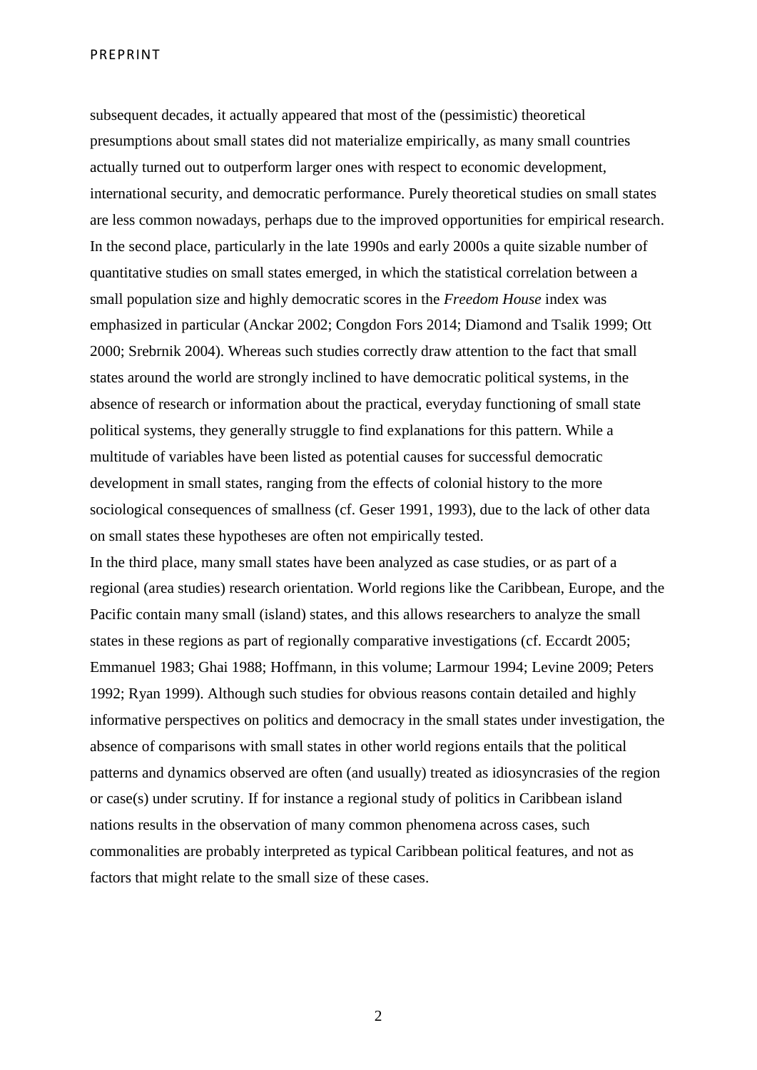subsequent decades, it actually appeared that most of the (pessimistic) theoretical presumptions about small states did not materialize empirically, as many small countries actually turned out to outperform larger ones with respect to economic development, international security, and democratic performance. Purely theoretical studies on small states are less common nowadays, perhaps due to the improved opportunities for empirical research. In the second place, particularly in the late 1990s and early 2000s a quite sizable number of quantitative studies on small states emerged, in which the statistical correlation between a small population size and highly democratic scores in the *Freedom House* index was emphasized in particular (Anckar 2002; Congdon Fors 2014; Diamond and Tsalik 1999; Ott 2000; Srebrnik 2004). Whereas such studies correctly draw attention to the fact that small states around the world are strongly inclined to have democratic political systems, in the absence of research or information about the practical, everyday functioning of small state political systems, they generally struggle to find explanations for this pattern. While a multitude of variables have been listed as potential causes for successful democratic development in small states, ranging from the effects of colonial history to the more sociological consequences of smallness (cf. Geser 1991, 1993), due to the lack of other data on small states these hypotheses are often not empirically tested.

In the third place, many small states have been analyzed as case studies, or as part of a regional (area studies) research orientation. World regions like the Caribbean, Europe, and the Pacific contain many small (island) states, and this allows researchers to analyze the small states in these regions as part of regionally comparative investigations (cf. Eccardt 2005; Emmanuel 1983; Ghai 1988; Hoffmann, in this volume; Larmour 1994; Levine 2009; Peters 1992; Ryan 1999). Although such studies for obvious reasons contain detailed and highly informative perspectives on politics and democracy in the small states under investigation, the absence of comparisons with small states in other world regions entails that the political patterns and dynamics observed are often (and usually) treated as idiosyncrasies of the region or case(s) under scrutiny. If for instance a regional study of politics in Caribbean island nations results in the observation of many common phenomena across cases, such commonalities are probably interpreted as typical Caribbean political features, and not as factors that might relate to the small size of these cases.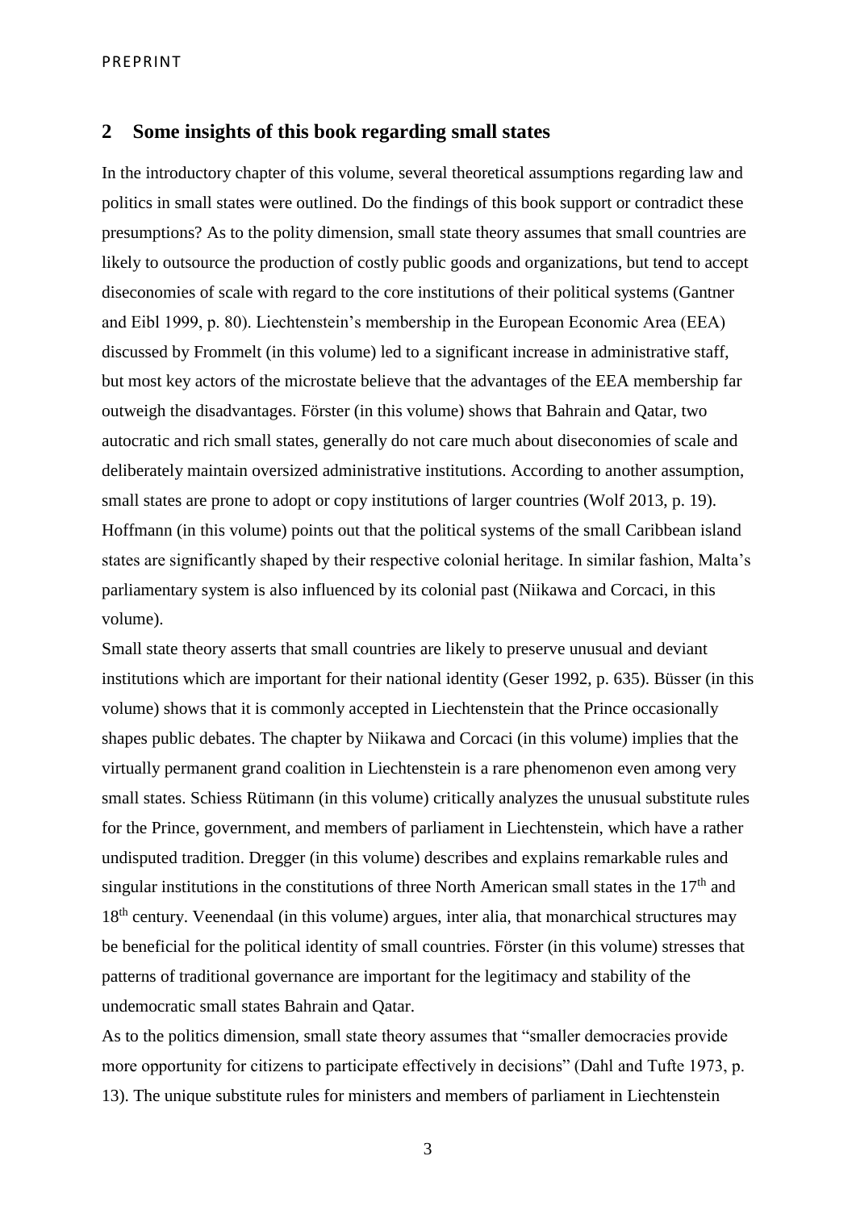## 2 Some insights of this book regarding small states

In the introductory chapter of this volume, several theoretical assumptions regarding law and politics in small states were outlined. Do the findings of this book support or contradict these presumptions? As to the polity dimension, small state theory assumes that small countries are likely to outsource the production of costly public goods and organizations, but tend to accept diseconomies of scale with regard to the core institutions of their political systems (Gantner and Eibl 1999, p. 80). Liechtenstein's membership in the European Economic Area (EEA) discussed by Frommelt (in this volume) led to a significant increase in administrative staff, but most key actors of the microstate believe that the advantages of the EEA membership far outweigh the disadvantages. Förster (in this volume) shows that Bahrain and Qatar, two autocratic and rich small states, generally do not care much about diseconomies of scale and deliberately maintain oversized administrative institutions. According to another assumption, small states are prone to adopt or copy institutions of larger countries (Wolf 2013, p. 19). Hoffmann (in this volume) points out that the political systems of the small Caribbean island states are significantly shaped by their respective colonial heritage. In similar fashion, Malta's parliamentary system is also influenced by its colonial past (Niikawa and Corcaci, in this volume).

Small state theory asserts that small countries are likely to preserve unusual and deviant institutions which are important for their national identity (Geser 1992, p. 635). Büsser (in this volume) shows that it is commonly accepted in Liechtenstein that the Prince occasionally shapes public debates. The chapter by Niikawa and Corcaci (in this volume) implies that the virtually permanent grand coalition in Liechtenstein is a rare phenomenon even among very small states. Schiess Rütimann (in this volume) critically analyzes the unusual substitute rules for the Prince, government, and members of parliament in Liechtenstein, which have a rather undisputed tradition. Dregger (in this volume) describes and explains remarkable rules and singular institutions in the constitutions of three North American small states in the 17th and 18th century. Veenendaal (in this volume) argues, inter alia, that monarchical structures may be beneficial for the political identity of small countries. Förster (in this volume) stresses that patterns of traditional governance are important for the legitimacy and stability of the undemocratic small states Bahrain and Qatar.

As to the politics dimension, small state theory assumes that "smaller democracies provide more opportunity for citizens to participate effectively in decisions" (Dahl and Tufte 1973, p. 13). The unique substitute rules for ministers and members of parliament in Liechtenstein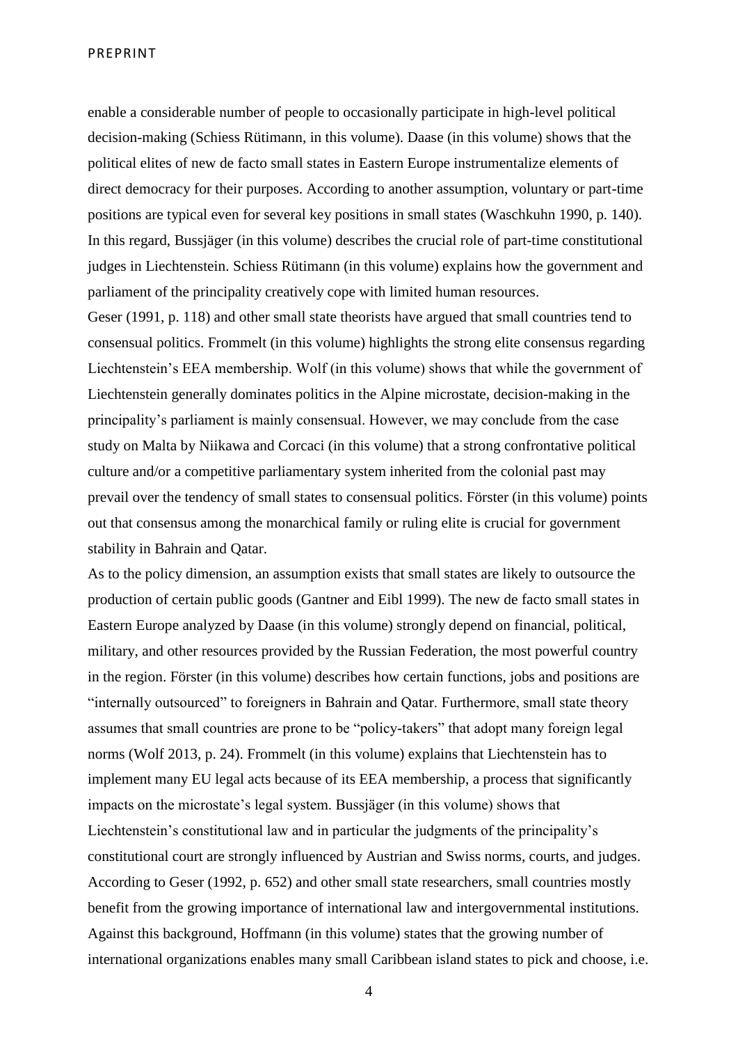enable a considerable number of people to occasionally participate in high-level political decision-making (Schiess Rütimann, in this volume). Daase (in this volume) shows that the political elites of new de facto small states in Eastern Europe instrumentalize elements of direct democracy for their purposes. According to another assumption, voluntary or part-time positions are typical even for several key positions in small states (Waschkuhn 1990, p. 140). In this regard, Bussjäger (in this volume) describes the crucial role of part-time constitutional judges in Liechtenstein. Schiess Rütimann (in this volume) explains how the government and parliament of the principality creatively cope with limited human resources.

Geser (1991, p. 118) and other small state theorists have argued that small countries tend to consensual politics. Frommelt (in this volume) highlights the strong elite consensus regarding Liechtenstein's EEA membership. Wolf (in this volume) shows that while the government of Liechtenstein generally dominates politics in the Alpine microstate, decision-making in the principality's parliament is mainly consensual. However, we may conclude from the case study on Malta by Niikawa and Corcaci (in this volume) that a strong confrontative political culture and/or a competitive parliamentary system inherited from the colonial past may prevail over the tendency of small states to consensual politics. Förster (in this volume) points out that consensus among the monarchical family or ruling elite is crucial for government stability in Bahrain and Qatar.

As to the policy dimension, an assumption exists that small states are likely to outsource the production of certain public goods (Gantner and Eibl 1999). The new de facto small states in Eastern Europe analyzed by Daase (in this volume) strongly depend on financial, political, military, and other resources provided by the Russian Federation, the most powerful country in the region. Förster (in this volume) describes how certain functions, jobs and positions are "internally outsourced" to foreigners in Bahrain and Qatar. Furthermore, small state theory assumes that small countries are prone to be "policy-takers" that adopt many foreign legal norms (Wolf 2013, p. 24). Frommelt (in this volume) explains that Liechtenstein has to implement many EU legal acts because of its EEA membership, a process that significantly impacts on the microstate's legal system. Bussjäger (in this volume) shows that Liechtenstein's constitutional law and in particular the judgments of the principality's constitutional court are strongly influenced by Austrian and Swiss norms, courts, and judges. According to Geser (1992, p. 652) and other small state researchers, small countries mostly benefit from the growing importance of international law and intergovernmental institutions. Against this background, Hoffmann (in this volume) states that the growing number of international organizations enables many small Caribbean island states to pick and choose, i.e.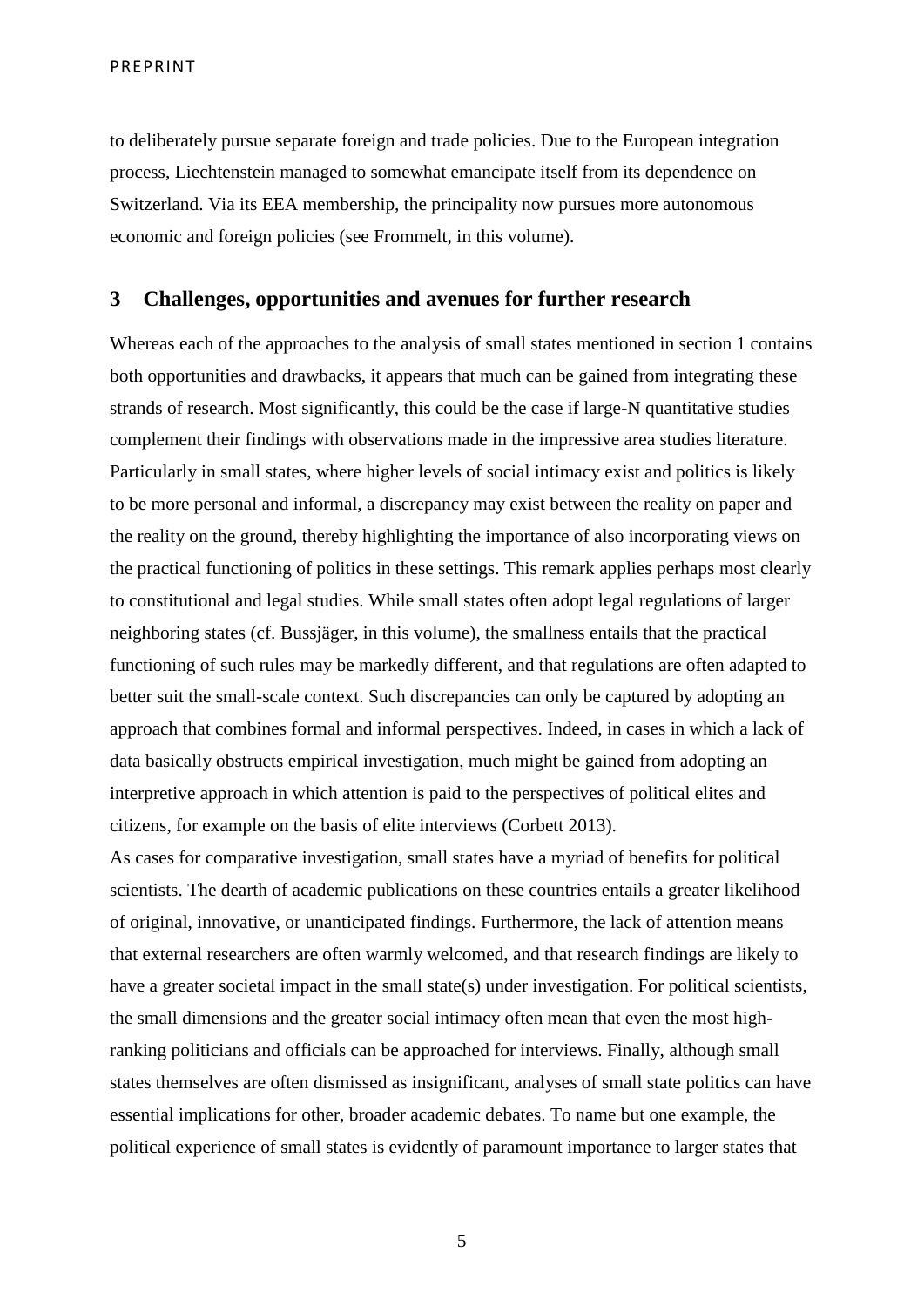to deliberately pursue separate foreign and trade policies. Due to the European integration process, Liechtenstein managed to somewhat emancipate itself from its dependence on Switzerland. Via its EEA membership, the principality now pursues more autonomous economic and foreign policies (see Frommelt, in this volume).

## 3 Challenges, opportunities and avenues for further research

Whereas each of the approaches to the analysis of small states mentioned in section 1 contains both opportunities and drawbacks, it appears that much can be gained from integrating these strands of research. Most significantly, this could be the case if large-N quantitative studies complement their findings with observations made in the impressive area studies literature. Particularly in small states, where higher levels of social intimacy exist and politics is likely to be more personal and informal, a discrepancy may exist between the reality on paper and the reality on the ground, thereby highlighting the importance of also incorporating views on the practical functioning of politics in these settings. This remark applies perhaps most clearly to constitutional and legal studies. While small states often adopt legal regulations of larger neighboring states (cf. Bussjäger, in this volume), the smallness entails that the practical functioning of such rules may be markedly different, and that regulations are often adapted to better suit the small-scale context. Such discrepancies can only be captured by adopting an approach that combines formal and informal perspectives. Indeed, in cases in which a lack of data basically obstructs empirical investigation, much might be gained from adopting an interpretive approach in which attention is paid to the perspectives of political elites and citizens, for example on the basis of elite interviews (Corbett 2013).

As cases for comparative investigation, small states have a myriad of benefits for political scientists. The dearth of academic publications on these countries entails a greater likelihood of original, innovative, or unanticipated findings. Furthermore, the lack of attention means that external researchers are often warmly welcomed, and that research findings are likely to have a greater societal impact in the small state(s) under investigation. For political scientists, the small dimensions and the greater social intimacy often mean that even the most high-ranking politicians and officials can be approached for interviews. Finally, although small states themselves are often dismissed as insignificant, analyses of small state politics can have essential implications for other, broader academic debates. To name but one example, the political experience of small states is evidently of paramount importance to larger states that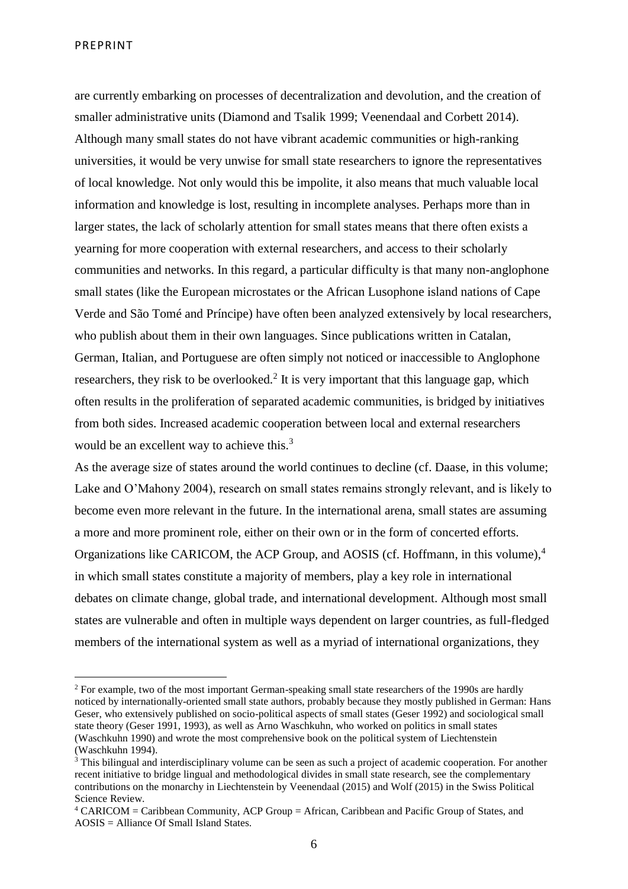are currently embarking on processes of decentralization and devolution, and the creation of smaller administrative units (Diamond and Tsalik 1999; Veenendaal and Corbett 2014). Although many small states do not have vibrant academic communities or high-ranking universities, it would be very unwise for small state researchers to ignore the representatives of local knowledge. Not only would this be impolite, it also means that much valuable local information and knowledge is lost, resulting in incomplete analyses. Perhaps more than in larger states, the lack of scholarly attention for small states means that there often exists a yearning for more cooperation with external researchers, and access to their scholarly communities and networks. In this regard, a particular difficulty is that many non-anglophone small states (like the European microstates or the African Lusophone island nations of Cape Verde and São Tomé and Príncipe) have often been analyzed extensively by local researchers, who publish about them in their own languages. Since publications written in Catalan, German, Italian, and Portuguese are often simply not noticed or inaccessible to Anglophone researchers, they risk to be overlooked.[2] It is very important that this language gap, which often results in the proliferation of separated academic communities, is bridged by initiatives from both sides. Increased academic cooperation between local and external researchers would be an excellent way to achieve this.[3]

As the average size of states around the world continues to decline (cf. Daase, in this volume; Lake and O'Mahony 2004), research on small states remains strongly relevant, and is likely to become even more relevant in the future. In the international arena, small states are assuming a more and more prominent role, either on their own or in the form of concerted efforts. Organizations like CARICOM, the ACP Group, and AOSIS (cf. Hoffmann, in this volume),[4] in which small states constitute a majority of members, play a key role in international debates on climate change, global trade, and international development. Although most small states are vulnerable and often in multiple ways dependent on larger countries, as full-fledged members of the international system as well as a myriad of international organizations, they

---

[2] For example, two of the most important German-speaking small state researchers of the 1990s are hardly noticed by internationally-oriented small state authors, probably because they mostly published in German: Hans Geser, who extensively published on socio-political aspects of small states (Geser 1992) and sociological small state theory (Geser 1991, 1993), as well as Arno Waschkuhn, who worked on politics in small states (Waschkuhn 1990) and wrote the most comprehensive book on the political system of Liechtenstein (Waschkuhn 1994).

[3] This bilingual and interdisciplinary volume can be seen as such a project of academic cooperation. For another recent initiative to bridge lingual and methodological divides in small state research, see the complementary contributions on the monarchy in Liechtenstein by Veenendaal (2015) and Wolf (2015) in the Swiss Political Science Review.

[4] CARICOM = Caribbean Community, ACP Group = African, Caribbean and Pacific Group of States, and AOSIS = Alliance Of Small Island States.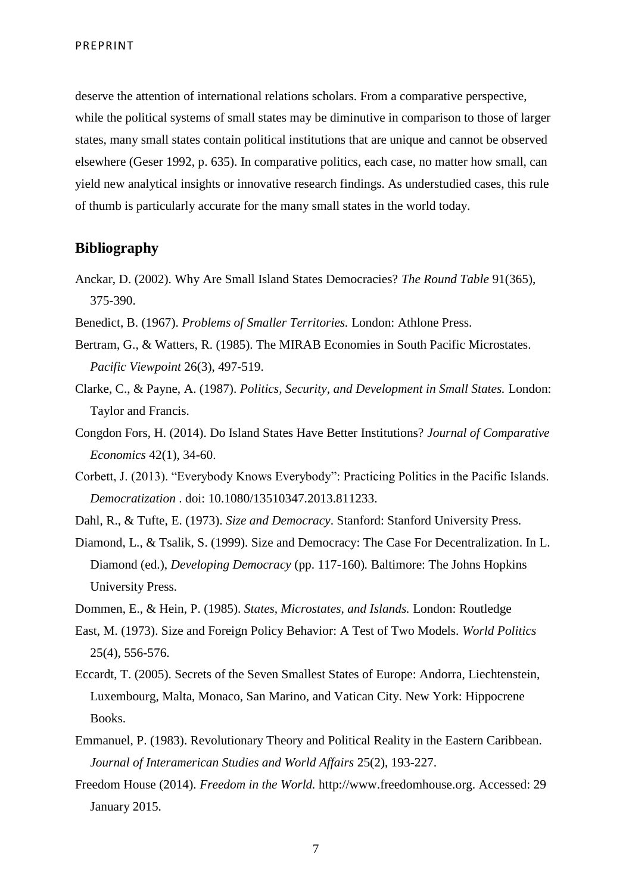deserve the attention of international relations scholars. From a comparative perspective, while the political systems of small states may be diminutive in comparison to those of larger states, many small states contain political institutions that are unique and cannot be observed elsewhere (Geser 1992, p. 635). In comparative politics, each case, no matter how small, can yield new analytical insights or innovative research findings. As understudied cases, this rule of thumb is particularly accurate for the many small states in the world today.

## Bibliography

Anckar, D. (2002). Why Are Small Island States Democracies? *The Round Table* 91(365), 375-390.

Benedict, B. (1967). *Problems of Smaller Territories.* London: Athlone Press.

Bertram, G., & Watters, R. (1985). The MIRAB Economies in South Pacific Microstates. *Pacific Viewpoint* 26(3), 497-519.

Clarke, C., & Payne, A. (1987). *Politics, Security, and Development in Small States.* London: Taylor and Francis.

Congdon Fors, H. (2014). Do Island States Have Better Institutions? *Journal of Comparative Economics* 42(1), 34-60.

Corbett, J. (2013). "Everybody Knows Everybody": Practicing Politics in the Pacific Islands. *Democratization* . doi: 10.1080/13510347.2013.811233.

Dahl, R., & Tufte, E. (1973). *Size and Democracy*. Stanford: Stanford University Press.

Diamond, L., & Tsalik, S. (1999). Size and Democracy: The Case For Decentralization. In L. Diamond (ed.), *Developing Democracy* (pp. 117-160)*.* Baltimore: The Johns Hopkins University Press.

Dommen, E., & Hein, P. (1985). *States, Microstates, and Islands.* London: Routledge

East, M. (1973). Size and Foreign Policy Behavior: A Test of Two Models. *World Politics* 25(4), 556-576.

Eccardt, T. (2005). Secrets of the Seven Smallest States of Europe: Andorra, Liechtenstein, Luxembourg, Malta, Monaco, San Marino, and Vatican City. New York: Hippocrene Books.

Emmanuel, P. (1983). Revolutionary Theory and Political Reality in the Eastern Caribbean. *Journal of Interamerican Studies and World Affairs* 25(2), 193-227.

Freedom House (2014). *Freedom in the World.* http://www.freedomhouse.org. Accessed: 29 January 2015.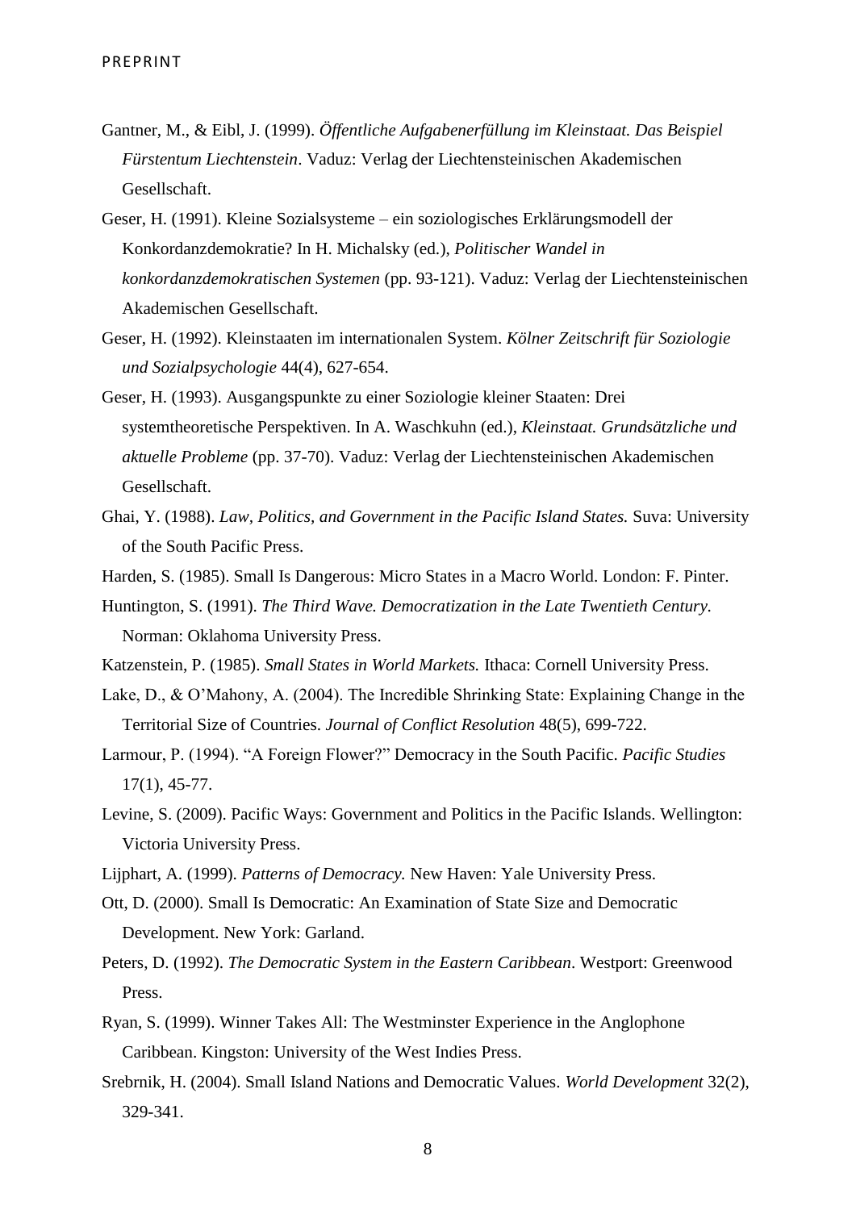Gantner, M., & Eibl, J. (1999). *Öffentliche Aufgabenerfüllung im Kleinstaat. Das Beispiel Fürstentum Liechtenstein*. Vaduz: Verlag der Liechtensteinischen Akademischen Gesellschaft.

Geser, H. (1991). Kleine Sozialsysteme – ein soziologisches Erklärungsmodell der Konkordanzdemokratie? In H. Michalsky (ed.), *Politischer Wandel in konkordanzdemokratischen Systemen* (pp. 93-121). Vaduz: Verlag der Liechtensteinischen Akademischen Gesellschaft.

Geser, H. (1992). Kleinstaaten im internationalen System. *Kölner Zeitschrift für Soziologie und Sozialpsychologie* 44(4), 627-654.

Geser, H. (1993). Ausgangspunkte zu einer Soziologie kleiner Staaten: Drei systemtheoretische Perspektiven. In A. Waschkuhn (ed.), *Kleinstaat. Grundsätzliche und aktuelle Probleme* (pp. 37-70). Vaduz: Verlag der Liechtensteinischen Akademischen Gesellschaft.

Ghai, Y. (1988). *Law, Politics, and Government in the Pacific Island States.* Suva: University of the South Pacific Press.

Harden, S. (1985). Small Is Dangerous: Micro States in a Macro World. London: F. Pinter.

Huntington, S. (1991). *The Third Wave. Democratization in the Late Twentieth Century.* Norman: Oklahoma University Press.

Katzenstein, P. (1985). *Small States in World Markets.* Ithaca: Cornell University Press.

Lake, D., & O'Mahony, A. (2004). The Incredible Shrinking State: Explaining Change in the Territorial Size of Countries. *Journal of Conflict Resolution* 48(5), 699-722.

Larmour, P. (1994). "A Foreign Flower?" Democracy in the South Pacific. *Pacific Studies* 17(1), 45-77.

Levine, S. (2009). Pacific Ways: Government and Politics in the Pacific Islands. Wellington: Victoria University Press.

Lijphart, A. (1999). *Patterns of Democracy.* New Haven: Yale University Press.

Ott, D. (2000). Small Is Democratic: An Examination of State Size and Democratic Development. New York: Garland.

Peters, D. (1992). *The Democratic System in the Eastern Caribbean*. Westport: Greenwood Press.

Ryan, S. (1999). Winner Takes All: The Westminster Experience in the Anglophone Caribbean. Kingston: University of the West Indies Press.

Srebrnik, H. (2004). Small Island Nations and Democratic Values. *World Development* 32(2), 329-341.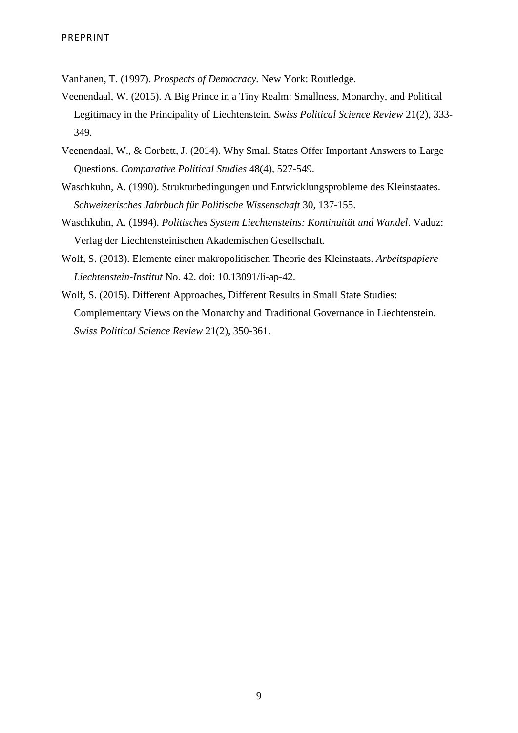Vanhanen, T. (1997). *Prospects of Democracy.* New York: Routledge.

Veenendaal, W. (2015). A Big Prince in a Tiny Realm: Smallness, Monarchy, and Political Legitimacy in the Principality of Liechtenstein. *Swiss Political Science Review* 21(2), 333-349.

Veenendaal, W., & Corbett, J. (2014). Why Small States Offer Important Answers to Large Questions. *Comparative Political Studies* 48(4), 527-549.

Waschkuhn, A. (1990). Strukturbedingungen und Entwicklungsprobleme des Kleinstaates. *Schweizerisches Jahrbuch für Politische Wissenschaft* 30, 137-155.

Waschkuhn, A. (1994). *Politisches System Liechtensteins: Kontinuität und Wandel*. Vaduz: Verlag der Liechtensteinischen Akademischen Gesellschaft.

Wolf, S. (2013). Elemente einer makropolitischen Theorie des Kleinstaats. *Arbeitspapiere Liechtenstein-Institut* No. 42. doi: 10.13091/li-ap-42.

Wolf, S. (2015). Different Approaches, Different Results in Small State Studies: Complementary Views on the Monarchy and Traditional Governance in Liechtenstein. *Swiss Political Science Review* 21(2), 350-361.